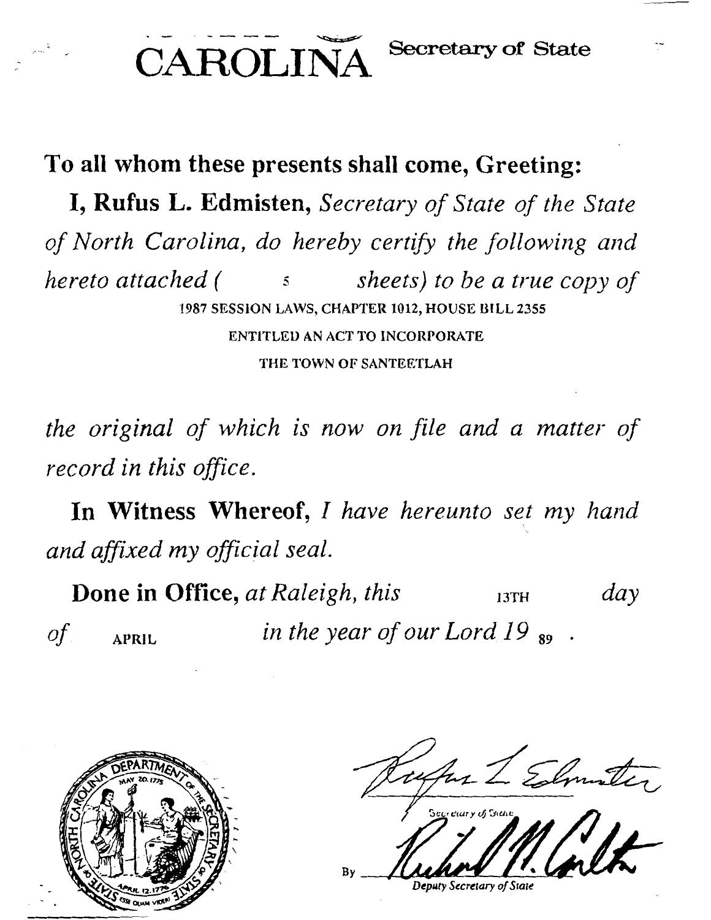# CAROLINA Secretary of State

**To all whom these presents shall come, Greeting:**

**I, Rufus L. Edmisten,** *Secretary of State of the State of North Carolina, do hereby certify the following and hereto attached (* 5 *sheets) to be a true copy of*

1987 SESSION LAWS, CHAPTER 1012, HOUSE BILL 2355

ENTITLED AN ACT TO INCORPORATE

THE TOWN OF SANTEETLAH

*the original of which is now on file and a matter of record in this office.*

**In Witness Whereof,** *I have hereunto set my hand and affixed my official seal.*

**Done in Office,** *at Raleigh, this* 13TH *day of* APRIL *in the year of our Lord 19* 89 .

DEPARTMENT OF THE SECRETARY OF STATE OF NORTH CAROLINA — MAY 20, 1775 — APRIL 12, 1776 — ESSE QUAM VIDERI

Rufus L. Edmisten

Secretary of State

By Richard M. Carlton

Deputy Secretary of State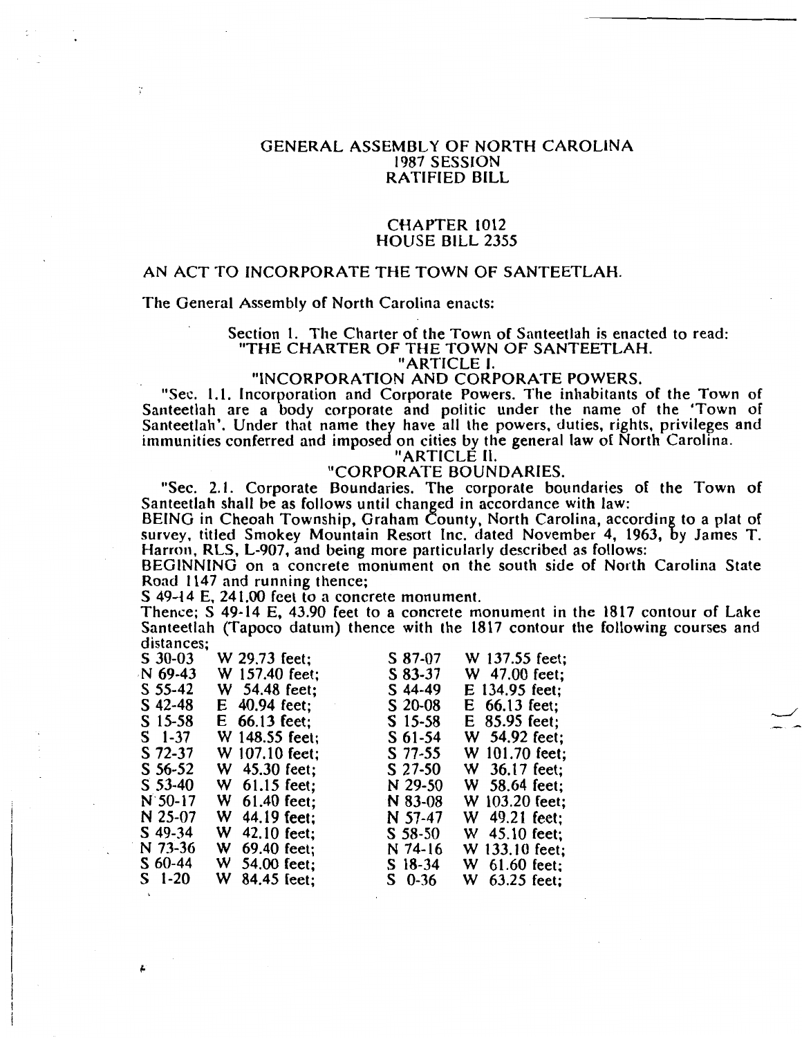GENERAL ASSEMBLY OF NORTH CAROLINA
1987 SESSION
RATIFIED BILL

CHAPTER 1012
HOUSE BILL 2355

AN ACT TO INCORPORATE THE TOWN OF SANTEETLAH.

The General Assembly of North Carolina enacts:

Section 1. The Charter of the Town of Santeetlah is enacted to read:
"THE CHARTER OF THE TOWN OF SANTEETLAH.
"ARTICLE I.
"INCORPORATION AND CORPORATE POWERS.

"Sec. 1.1. Incorporation and Corporate Powers. The inhabitants of the Town of Santeetlah are a body corporate and politic under the name of the 'Town of Santeetlah'. Under that name they have all the powers, duties, rights, privileges and immunities conferred and imposed on cities by the general law of North Carolina.

"ARTICLE II.
"CORPORATE BOUNDARIES.

"Sec. 2.1. Corporate Boundaries. The corporate boundaries of the Town of Santeetlah shall be as follows until changed in accordance with law:

BEING in Cheoah Township, Graham County, North Carolina, according to a plat of survey, titled Smokey Mountain Resort Inc. dated November 4, 1963, by James T. Harron, RLS, L-907, and being more particularly described as follows:

BEGINNING on a concrete monument on the south side of North Carolina State Road 1147 and running thence;

S 49-14 E, 241.00 feet to a concrete monument.

Thence; S 49-14 E, 43.90 feet to a concrete monument in the 1817 contour of Lake Santeetlah (Tapoco datum) thence with the 1817 contour the following courses and distances;

| | | | |
|---|---|---|---|
| S 30-03 | W 29.73 feet; | S 87-07 | W 137.55 feet; |
| N 69-43 | W 157.40 feet; | S 83-37 | W 47.00 feet; |
| S 55-42 | W 54.48 feet; | S 44-49 | E 134.95 feet; |
| S 42-48 | E 40.94 feet; | S 20-08 | E 66.13 feet; |
| S 15-58 | E 66.13 feet; | S 15-58 | E 85.95 feet; |
| S 1-37 | W 148.55 feet; | S 61-54 | W 54.92 feet; |
| S 72-37 | W 107.10 feet; | S 77-55 | W 101.70 feet; |
| S 56-52 | W 45.30 feet; | S 27-50 | W 36.17 feet; |
| S 53-40 | W 61.15 feet; | N 29-50 | W 58.64 feet; |
| N 50-17 | W 61.40 feet; | N 83-08 | W 103.20 feet; |
| N 25-07 | W 44.19 feet; | N 57-47 | W 49.21 feet; |
| S 49-34 | W 42.10 feet; | S 58-50 | W 45.10 feet; |
| N 73-36 | W 69.40 feet; | N 74-16 | W 133.10 feet; |
| S 60-44 | W 54.00 feet; | S 18-34 | W 61.60 feet; |
| S 1-20 | W 84.45 feet; | S 0-36 | W 63.25 feet; |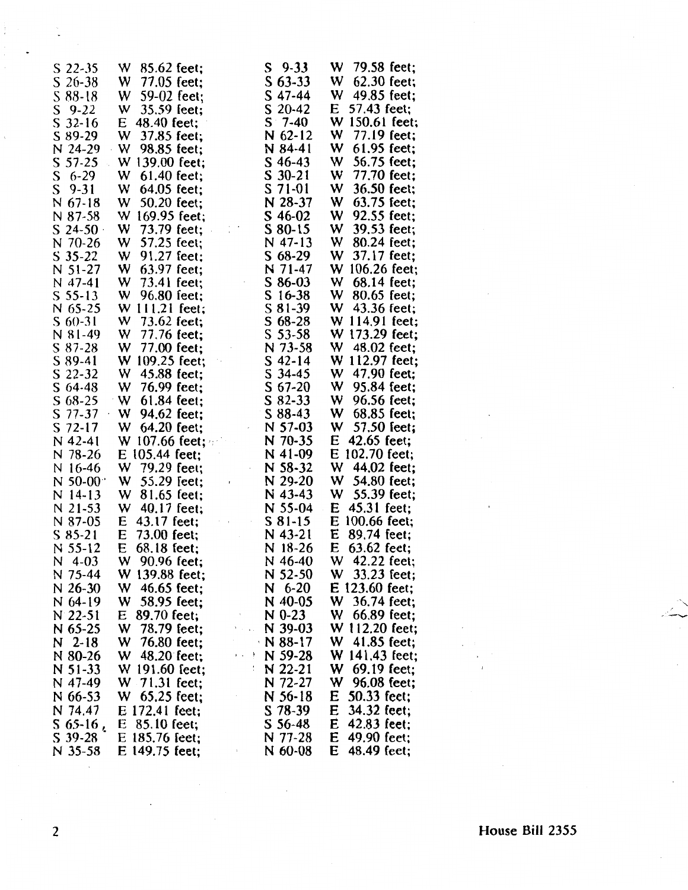S 22-35 W 85.62 feet;
S 26-38 W 77.05 feet;
S 88-18 W 59-02 feet;
S 9-22 W 35.59 feet;
S 32-16 E 48.40 feet;
S 89-29 W 37.85 feet;
N 24-29 W 98.85 feet;
S 57-25 W 139.00 feet;
S 6-29 W 61.40 feet;
S 9-31 W 64.05 feet;
N 67-18 W 50.20 feet;
N 87-58 W 169.95 feet;
S 24-50 W 73.79 feet;
N 70-26 W 57.25 feet;
S 35-22 W 91.27 feet;
N 51-27 W 63.97 feet;
N 47-41 W 73.41 feet;
S 55-13 W 96.80 feet;
N 65-25 W 111.21 feet;
S 60-31 W 73.62 feet;
N 81-49 W 77.76 feet;
S 87-28 W 77.00 feet;
S 89-41 W 109.25 feet;
S 22-32 W 45.88 feet;
S 64-48 W 76.99 feet;
S 68-25 W 61.84 feet;
S 77-37 W 94.62 feet;
S 72-17 W 64.20 feet;
N 42-41 W 107.66 feet;
N 78-26 E 105.44 feet;
N 16-46 W 79.29 feet;
N 50-00 W 55.29 feet;
N 14-13 W 81.65 feet;
N 21-53 W 40.17 feet;
N 87-05 E 43.17 feet;
S 85-21 E 73.00 feet;
N 55-12 E 68.18 feet;
N 4-03 W 90.96 feet;
N 75-44 W 139.88 feet;
N 26-30 W 46.65 feet;
N 64-19 W 58.95 feet;
N 22-51 E 89.70 feet;
N 65-25 W 78.79 feet;
N 2-18 W 76.80 feet;
N 80-26 W 48.20 feet;
N 51-33 W 191.60 feet;
N 47-49 W 71.31 feet;
N 66-53 W 65.25 feet;
N 74.47 E 172.41 feet;
S 65-16 E 85.10 feet;
S 39-28 E 185.76 feet;
N 35-58 E 149.75 feet;
S 9-33 W 79.58 feet;
S 63-33 W 62.30 feet;
S 47-44 W 49.85 feet;
S 20-42 E 57.43 feet;
S 7-40 W 150.61 feet;
N 62-12 W 77.19 feet;
N 84-41 W 61.95 feet;
S 46-43 W 56.75 feet;
S 30-21 W 77.70 feet;
S 71-01 W 36.50 feet;
N 28-37 W 63.75 feet;
S 46-02 W 92.55 feet;
S 80-15 W 39.53 feet;
N 47-13 W 80.24 feet;
S 68-29 W 37.17 feet;
N 71-47 W 106.26 feet;
S 86-03 W 68.14 feet;
S 16-38 W 80.65 feet;
S 81-39 W 43.36 feet;
S 68-28 W 114.91 feet;
S 53-58 W 173.29 feet;
N 73-58 W 48.02 feet;
S 42-14 W 112.97 feet;
S 34-45 W 47.90 feet;
S 67-20 W 95.84 feet;
S 82-33 W 96.56 feet;
S 88-43 W 68.85 feet;
N 57-03 W 57.50 feet;
N 70-35 E 42.65 feet;
N 41-09 E 102.70 feet;
N 58-32 W 44.02 feet;
N 29-20 W 54.80 feet;
N 43-43 W 55.39 feet;
N 55-04 E 45.31 feet;
S 81-15 E 100.66 feet;
N 43-21 E 89.74 feet;
N 18-26 E 63.62 feet;
N 46-40 W 42.22 feet;
N 52-50 W 33.23 feet;
N 6-20 E 123.60 feet;
N 40-05 W 36.74 feet;
N 0-23 W 66.89 feet;
N 39-03 W 112.20 feet;
N 88-17 W 41.85 feet;
N 59-28 W 141.43 feet;
N 22-21 W 69.19 feet;
N 72-27 W 96.08 feet;
N 56-18 E 50.33 feet;
S 78-39 E 34.32 feet;
S 56-48 E 42.83 feet;
N 77-28 E 49.90 feet;
N 60-08 E 48.49 feet;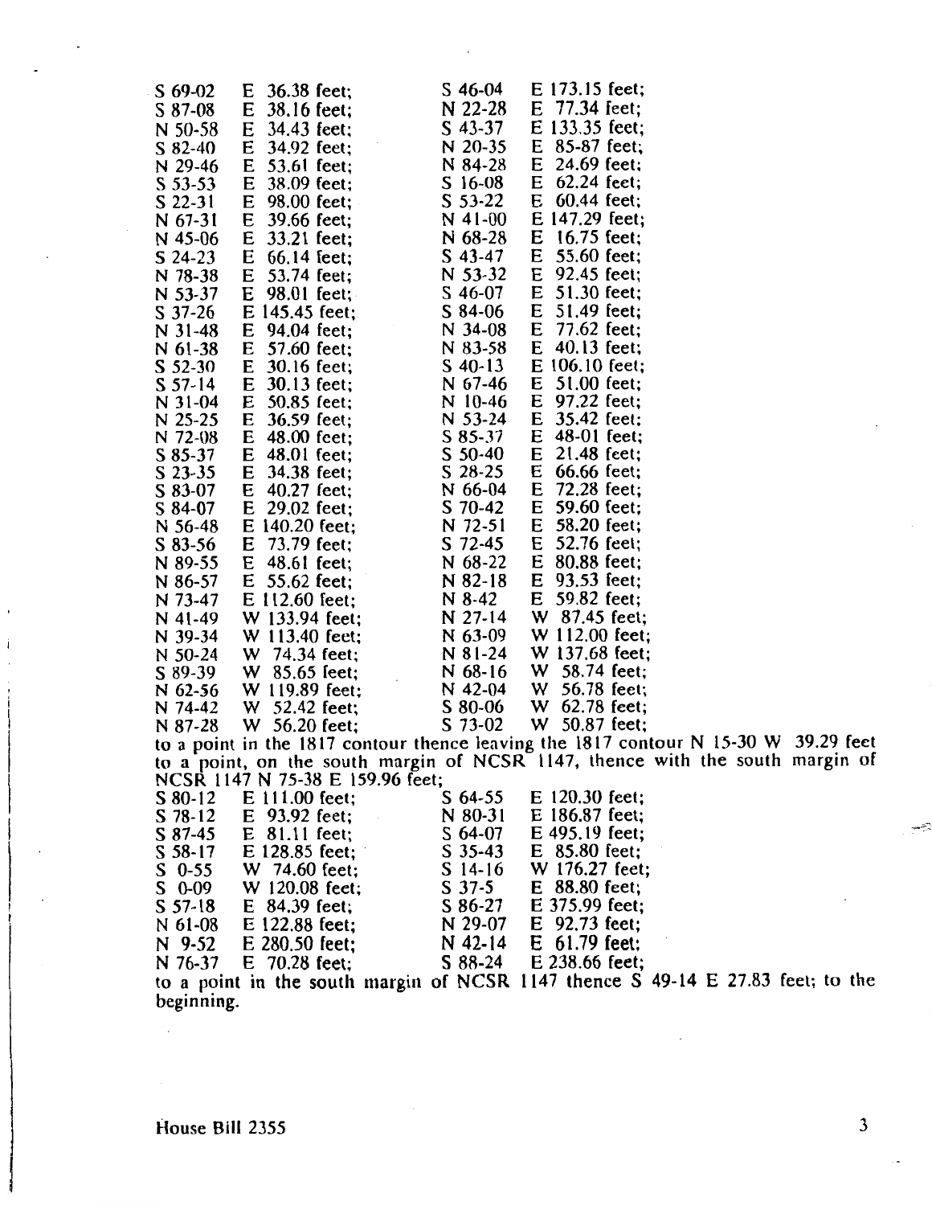S 69-02 E 36.38 feet;
S 87-08 E 38.16 feet;
N 50-58 E 34.43 feet;
S 82-40 E 34.92 feet;
N 29-46 E 53.61 feet;
S 53-53 E 38.09 feet;
S 22-31 E 98.00 feet;
N 67-31 E 39.66 feet;
N 45-06 E 33.21 feet;
S 24-23 E 66.14 feet;
N 78-38 E 53.74 feet;
N 53-37 E 98.01 feet;
S 37-26 E 145.45 feet;
N 31-48 E 94.04 feet;
N 61-38 E 57.60 feet;
S 52-30 E 30.16 feet;
S 57-14 E 30.13 feet;
N 31-04 E 50.85 feet;
N 25-25 E 36.59 feet;
N 72-08 E 48.00 feet;
S 85-37 E 48.01 feet;
S 23-35 E 34.38 feet;
S 83-07 E 40.27 feet;
S 84-07 E 29.02 feet;
N 56-48 E 140.20 feet;
S 83-56 E 73.79 feet;
N 89-55 E 48.61 feet;
N 86-57 E 55.62 feet;
N 73-47 E 112.60 feet;
N 41-49 W 133.94 feet;
N 39-34 W 113.40 feet;
N 50-24 W 74.34 feet;
S 89-39 W 85.65 feet;
N 62-56 W 119.89 feet;
N 74-42 W 52.42 feet;
N 87-28 W 56.20 feet;
S 46-04 E 173.15 feet;
N 22-28 E 77.34 feet;
S 43-37 E 133.35 feet;
N 20-35 E 85-87 feet;
N 84-28 E 24.69 feet;
S 16-08 E 62.24 feet;
S 53-22 E 60.44 feet;
N 41-00 E 147.29 feet;
N 68-28 E 16.75 feet;
S 43-47 E 55.60 feet;
N 53-32 E 92.45 feet;
S 46-07 E 51.30 feet;
S 84-06 E 51.49 feet;
N 34-08 E 77.62 feet;
N 83-58 E 40.13 feet;
S 40-13 E 106.10 feet;
N 67-46 E 51.00 feet;
N 10-46 E 97.22 feet;
N 53-24 E 35.42 feet;
S 85-37 E 48-01 feet;
S 50-40 E 21.48 feet;
S 28-25 E 66.66 feet;
N 66-04 E 72.28 feet;
S 70-42 E 59.60 feet;
N 72-51 E 58.20 feet;
S 72-45 E 52.76 feet;
N 68-22 E 80.88 feet;
N 82-18 E 93.53 feet;
N 8-42 E 59.82 feet;
N 27-14 W 87.45 feet;
N 63-09 W 112.00 feet;
N 81-24 W 137.68 feet;
N 68-16 W 58.74 feet;
N 42-04 W 56.78 feet;
S 80-06 W 62.78 feet;
S 73-02 W 50.87 feet;

to a point in the 1817 contour thence leaving the 1817 contour N 15-30 W 39.29 feet to a point, on the south margin of NCSR 1147, thence with the south margin of NCSR 1147 N 75-38 E 159.96 feet;

S 80-12 E 111.00 feet;
S 78-12 E 93.92 feet;
S 87-45 E 81.11 feet;
S 58-17 E 128.85 feet;
S 0-55 W 74.60 feet;
S 0-09 W 120.08 feet;
S 57-18 E 84.39 feet;
N 61-08 E 122.88 feet;
N 9-52 E 280.50 feet;
N 76-37 E 70.28 feet;
S 64-55 E 120.30 feet;
N 80-31 E 186.87 feet;
S 64-07 E 495.19 feet;
S 35-43 E 85.80 feet;
S 14-16 W 176.27 feet;
S 37-5 E 88.80 feet;
S 86-27 E 375.99 feet;
N 29-07 E 92.73 feet;
N 42-14 E 61.79 feet;
S 88-24 E 238.66 feet;

to a point in the south margin of NCSR 1147 thence S 49-14 E 27.83 feet; to the beginning.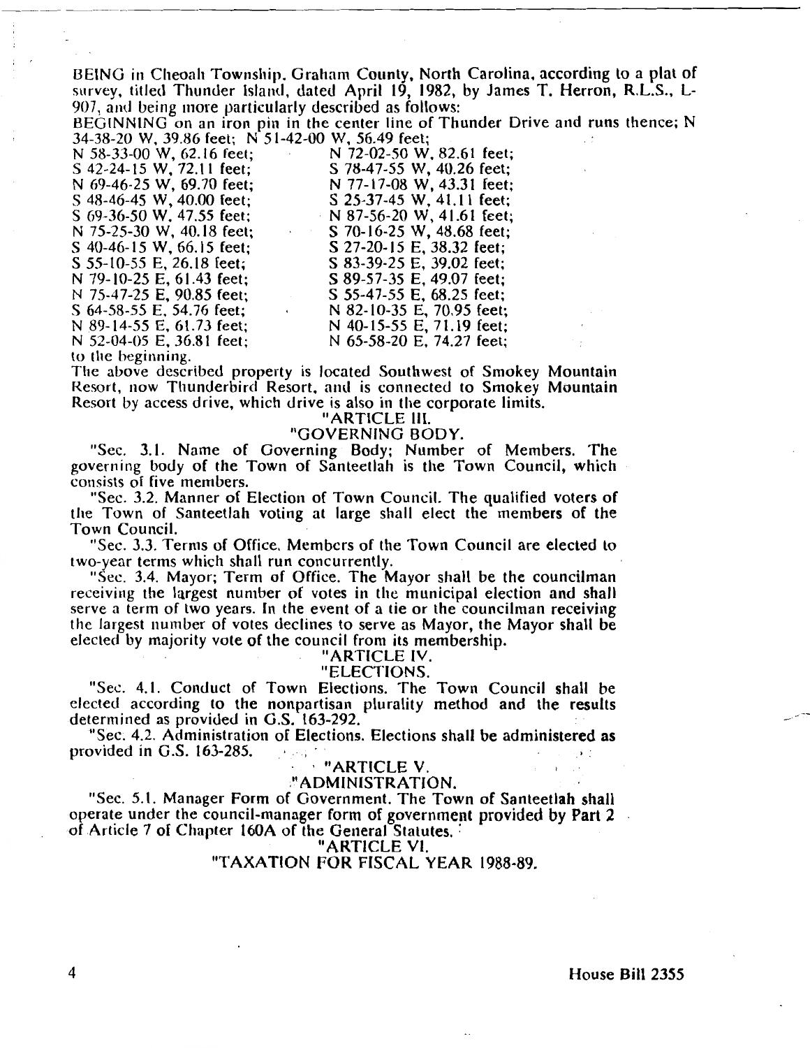BEING in Cheoah Township, Graham County, North Carolina, according to a plat of survey, titled Thunder Island, dated April 19, 1982, by James T. Herron, R.L.S., L-907, and being more particularly described as follows:

BEGINNING on an iron pin in the center line of Thunder Drive and runs thence; N 34-38-20 W, 39.86 feet; N 51-42-00 W, 56.49 feet;

N 58-33-00 W, 62.16 feet; N 72-02-50 W, 82.61 feet;
S 42-24-15 W, 72.11 feet; S 78-47-55 W, 40.26 feet;
N 69-46-25 W, 69.70 feet; N 77-17-08 W, 43.31 feet;
S 48-46-45 W, 40.00 feet; S 25-37-45 W, 41.11 feet;
S 69-36-50 W, 47.55 feet; N 87-56-20 W, 41.61 feet;
N 75-25-30 W, 40.18 feet; S 70-16-25 W, 48.68 feet;
S 40-46-15 W, 66.15 feet; S 27-20-15 E, 38.32 feet;
S 55-10-55 E, 26.18 feet; S 83-39-25 E, 39.02 feet;
N 79-10-25 E, 61.43 feet; S 89-57-35 E, 49.07 feet;
N 75-47-25 E, 90.85 feet; S 55-47-55 E, 68.25 feet;
S 64-58-55 E, 54.76 feet; N 82-10-35 E, 70.95 feet;
N 89-14-55 E, 61.73 feet; N 40-15-55 E, 71.19 feet;
N 52-04-05 E, 36.81 feet; N 65-58-20 E, 74.27 feet;
to the beginning.

The above described property is located Southwest of Smokey Mountain Resort, now Thunderbird Resort, and is connected to Smokey Mountain Resort by access drive, which drive is also in the corporate limits.

"ARTICLE III.

"GOVERNING BODY.

"Sec. 3.1. Name of Governing Body; Number of Members. The governing body of the Town of Santeetlah is the Town Council, which consists of five members.

"Sec. 3.2. Manner of Election of Town Council. The qualified voters of the Town of Santeetlah voting at large shall elect the members of the Town Council.

"Sec. 3.3. Terms of Office. Members of the Town Council are elected to two-year terms which shall run concurrently.

"Sec. 3.4. Mayor; Term of Office. The Mayor shall be the councilman receiving the largest number of votes in the municipal election and shall serve a term of two years. In the event of a tie or the councilman receiving the largest number of votes declines to serve as Mayor, the Mayor shall be elected by majority vote of the council from its membership.

"ARTICLE IV.

"ELECTIONS.

"Sec. 4.1. Conduct of Town Elections. The Town Council shall be elected according to the nonpartisan plurality method and the results determined as provided in G.S. 163-292.

"Sec. 4.2. Administration of Elections. Elections shall be administered as provided in G.S. 163-285.

"ARTICLE V.

"ADMINISTRATION.

"Sec. 5.1. Manager Form of Government. The Town of Santeetlah shall operate under the council-manager form of government provided by Part 2 of Article 7 of Chapter 160A of the General Statutes.

"ARTICLE VI.

"TAXATION FOR FISCAL YEAR 1988-89.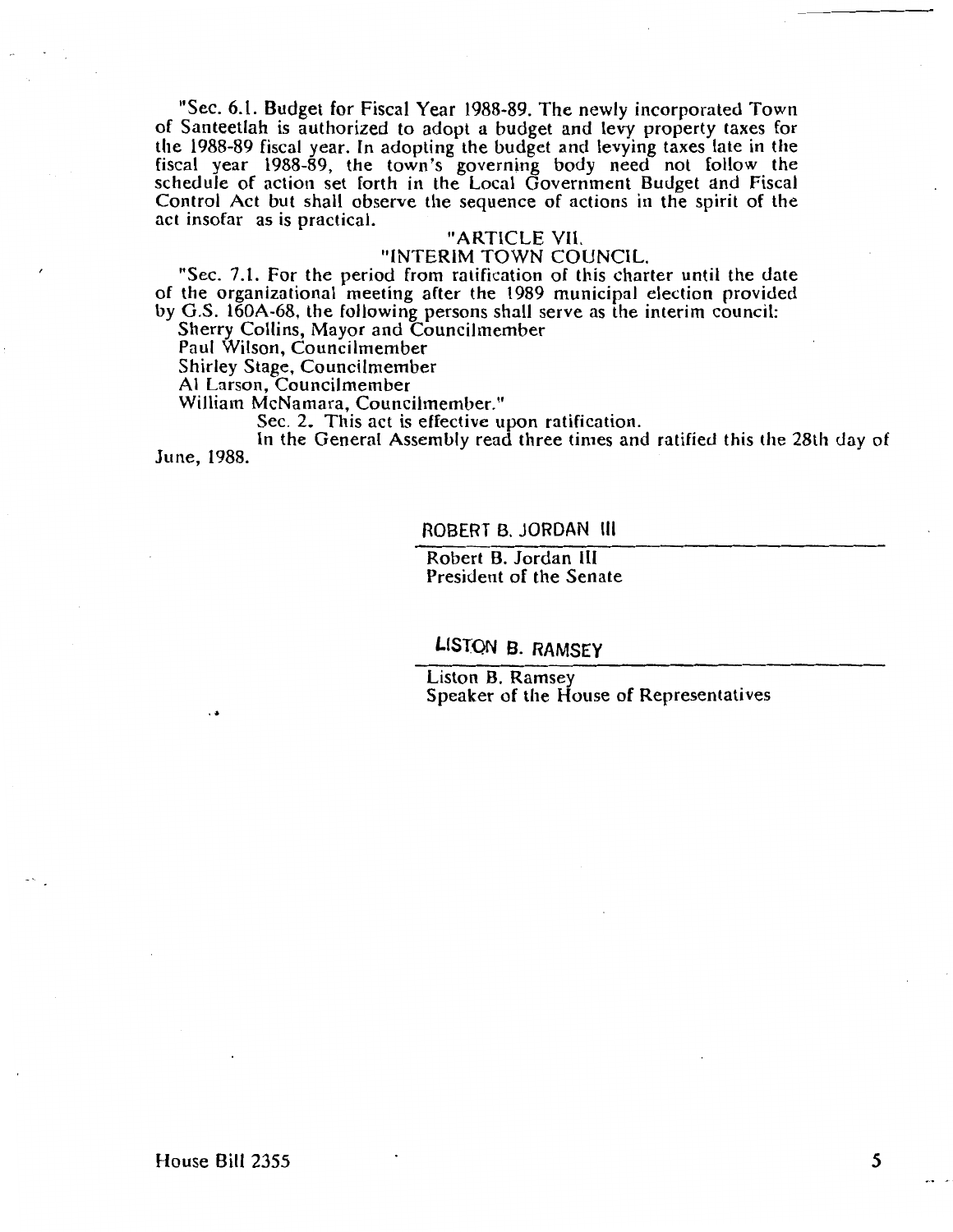"Sec. 6.1. Budget for Fiscal Year 1988-89. The newly incorporated Town of Santeetlah is authorized to adopt a budget and levy property taxes for the 1988-89 fiscal year. In adopting the budget and levying taxes late in the fiscal year 1988-89, the town's governing body need not follow the schedule of action set forth in the Local Government Budget and Fiscal Control Act but shall observe the sequence of actions in the spirit of the act insofar as is practical.

"ARTICLE VII.

"INTERIM TOWN COUNCIL.

"Sec. 7.1. For the period from ratification of this charter until the date of the organizational meeting after the 1989 municipal election provided by G.S. 160A-68, the following persons shall serve as the interim council:

Sherry Collins, Mayor and Councilmember
Paul Wilson, Councilmember
Shirley Stage, Councilmember
Al Larson, Councilmember
William McNamara, Councilmember."

Sec. 2. This act is effective upon ratification.

In the General Assembly read three times and ratified this the 28th day of June, 1988.

ROBERT B. JORDAN III

Robert B. Jordan III
President of the Senate

LISTON B. RAMSEY

Liston B. Ramsey
Speaker of the House of Representatives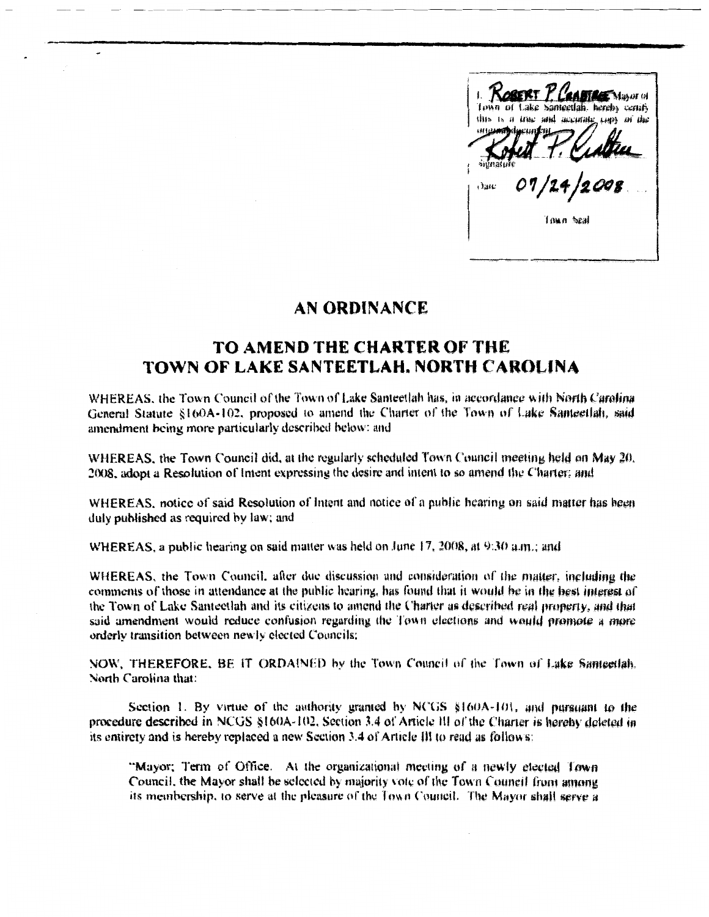I, Robert P. Crabtree Mayor of Town of Lake Santeetlah, hereby certify this is a true and accurate copy of the original document

signature

Date 07/24/2008

Town Seal

# AN ORDINANCE

## TO AMEND THE CHARTER OF THE TOWN OF LAKE SANTEETLAH, NORTH CAROLINA

WHEREAS, the Town Council of the Town of Lake Santeetlah has, in accordance with North Carolina General Statute §160A-102, proposed to amend the Charter of the Town of Lake Santeetlah, said amendment being more particularly described below; and

WHEREAS, the Town Council did, at the regularly scheduled Town Council meeting held on May 20, 2008, adopt a Resolution of Intent expressing the desire and intent to so amend the Charter; and

WHEREAS, notice of said Resolution of Intent and notice of a public hearing on said matter has been duly published as required by law; and

WHEREAS, a public hearing on said matter was held on June 17, 2008, at 9:30 a.m.; and

WHEREAS, the Town Council, after due discussion and consideration of the matter, including the comments of those in attendance at the public hearing, has found that it would be in the best interest of the Town of Lake Santeetlah and its citizens to amend the Charter as described real property, and that said amendment would reduce confusion regarding the Town elections and would promote a more orderly transition between newly elected Councils;

NOW, THEREFORE, BE IT ORDAINED by the Town Council of the Town of Lake Santeetlah, North Carolina that:

Section 1. By virtue of the authority granted by NCGS §160A-101, and pursuant to the procedure described in NCGS §160A-102, Section 3.4 of Article III of the Charter is hereby deleted in its entirety and is hereby replaced a new Section 3.4 of Article III to read as follows:

"Mayor; Term of Office. At the organizational meeting of a newly elected Town Council, the Mayor shall be selected by majority vote of the Town Council from among its membership, to serve at the pleasure of the Town Council. The Mayor shall serve a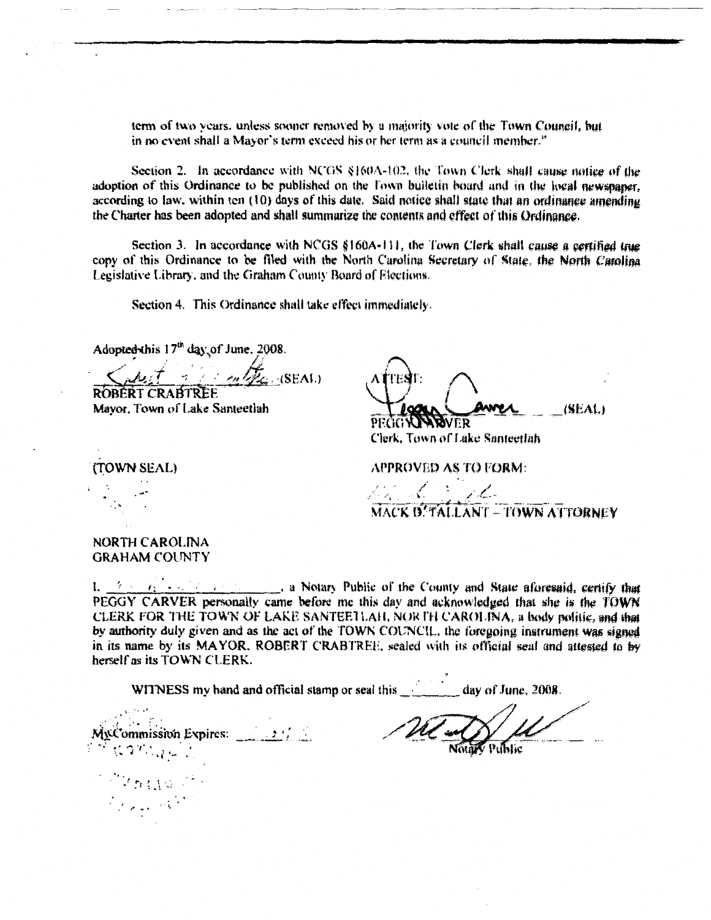term of two years, unless sooner removed by a majority vote of the Town Council, but in no event shall a Mayor's term exceed his or her term as a council member."

Section 2. In accordance with NCGS §160A-102, the Town Clerk shall cause notice of the adoption of this Ordinance to be published on the Town bulletin board and in the local newspaper, according to law, within ten (10) days of this date. Said notice shall state that an ordinance amending the Charter has been adopted and shall summarize the contents and effect of this Ordinance.

Section 3. In accordance with NCGS §160A-111, the Town Clerk shall cause a certified true copy of this Ordinance to be filed with the North Carolina Secretary of State, the North Carolina Legislative Library, and the Graham County Board of Elections.

Section 4. This Ordinance shall take effect immediately.

Adopted this 17th day of June, 2008.

_________________ (SEAL)
ROBERT CRABTREE
Mayor, Town of Lake Santeetlah

ATTEST:

_________________ (SEAL)
PEGGY CARVER
Clerk, Town of Lake Santeetlah

(TOWN SEAL)

APPROVED AS TO FORM:

_________________
MACK D. TALLANT – TOWN ATTORNEY

NORTH CAROLINA
GRAHAM COUNTY

I, _________________, a Notary Public of the County and State aforesaid, certify that PEGGY CARVER personally came before me this day and acknowledged that she is the TOWN CLERK FOR THE TOWN OF LAKE SANTEETLAH, NORTH CAROLINA, a body politic, and that by authority duly given and as the act of the TOWN COUNCIL, the foregoing instrument was signed in its name by its MAYOR, ROBERT CRABTREE, sealed with its official seal and attested to by herself as its TOWN CLERK.

WITNESS my hand and official stamp or seal this _______ day of June, 2008.

My Commission Expires: _______

_________________
Notary Public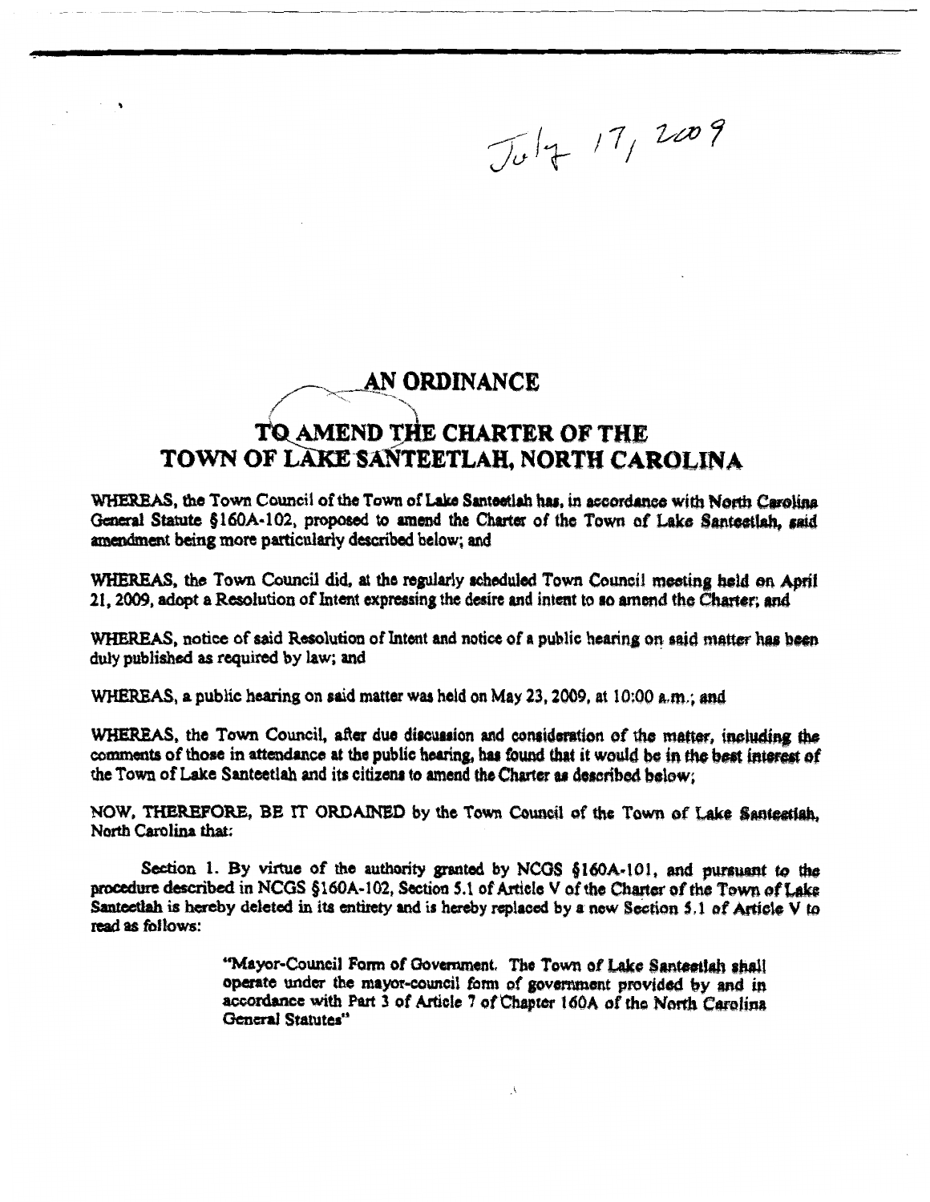July 17, 2009

# AN ORDINANCE

# TO AMEND THE CHARTER OF THE TOWN OF LAKE SANTEETLAH, NORTH CAROLINA

WHEREAS, the Town Council of the Town of Lake Santeetlah has, in accordance with North Carolina General Statute §160A-102, proposed to amend the Charter of the Town of Lake Santeetlah, said amendment being more particularly described below; and

WHEREAS, the Town Council did, at the regularly scheduled Town Council meeting held on April 21, 2009, adopt a Resolution of Intent expressing the desire and intent to so amend the Charter; and

WHEREAS, notice of said Resolution of Intent and notice of a public hearing on said matter has been duly published as required by law; and

WHEREAS, a public hearing on said matter was held on May 23, 2009, at 10:00 a.m.; and

WHEREAS, the Town Council, after due discussion and consideration of the matter, including the comments of those in attendance at the public hearing, has found that it would be in the best interest of the Town of Lake Santeetlah and its citizens to amend the Charter as described below;

NOW, THEREFORE, BE IT ORDAINED by the Town Council of the Town of Lake Santeetlah, North Carolina that:

Section 1. By virtue of the authority granted by NCGS §160A-101, and pursuant to the procedure described in NCGS §160A-102, Section 5.1 of Article V of the Charter of the Town of Lake Santeetlah is hereby deleted in its entirety and is hereby replaced by a new Section 5.1 of Article V to read as follows:

> "Mayor-Council Form of Government. The Town of Lake Santeetlah shall operate under the mayor-council form of government provided by and in accordance with Part 3 of Article 7 of Chapter 160A of the North Carolina General Statutes"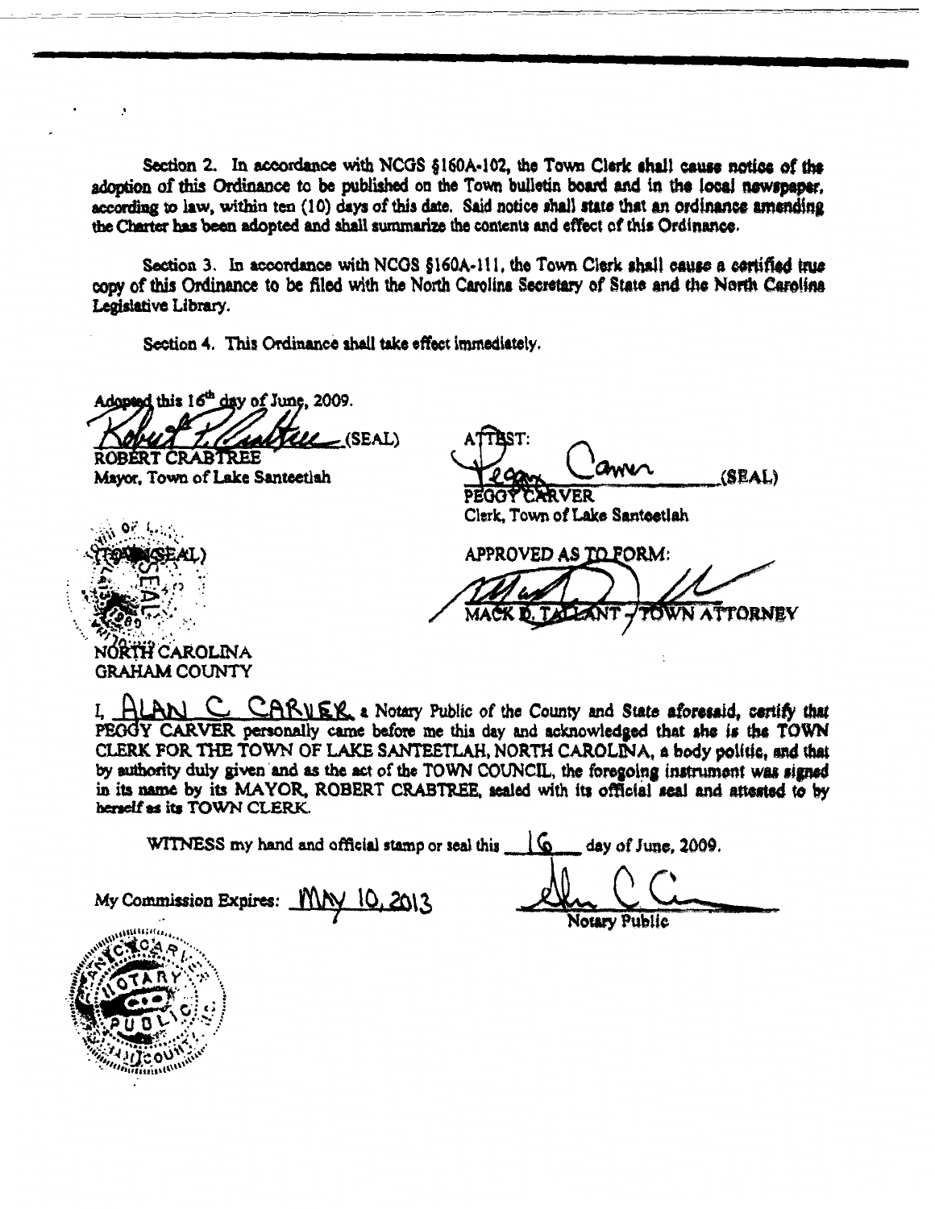Section 2. In accordance with NCGS §160A-102, the Town Clerk shall cause notice of the adoption of this Ordinance to be published on the Town bulletin board and in the local newspaper, according to law, within ten (10) days of this date. Said notice shall state that an ordinance amending the Charter has been adopted and shall summarize the contents and effect of this Ordinance.

Section 3. In accordance with NCGS §160A-111, the Town Clerk shall cause a certified true copy of this Ordinance to be filed with the North Carolina Secretary of State and the North Carolina Legislative Library.

Section 4. This Ordinance shall take effect immediately.

Adopted this 16th day of June, 2009.

(SEAL)
ROBERT CRABTREE
Mayor, Town of Lake Santeetlah

ATTEST:

(SEAL)
PEGGY CARVER
Clerk, Town of Lake Santeetlah

(TOWN SEAL)

APPROVED AS TO FORM:

MACK D. TALLANT – TOWN ATTORNEY

NORTH CAROLINA
GRAHAM COUNTY

I, ALAN C CARVER a Notary Public of the County and State aforesaid, certify that PEGGY CARVER personally came before me this day and acknowledged that she is the TOWN CLERK FOR THE TOWN OF LAKE SANTEETLAH, NORTH CAROLINA, a body politic, and that by authority duly given and as the act of the TOWN COUNCIL, the foregoing instrument was signed in its name by its MAYOR, ROBERT CRABTREE, sealed with its official seal and attested to by herself as its TOWN CLERK.

WITNESS my hand and official stamp or seal this 16 day of June, 2009.

My Commission Expires: MAY 10, 2013

Notary Public